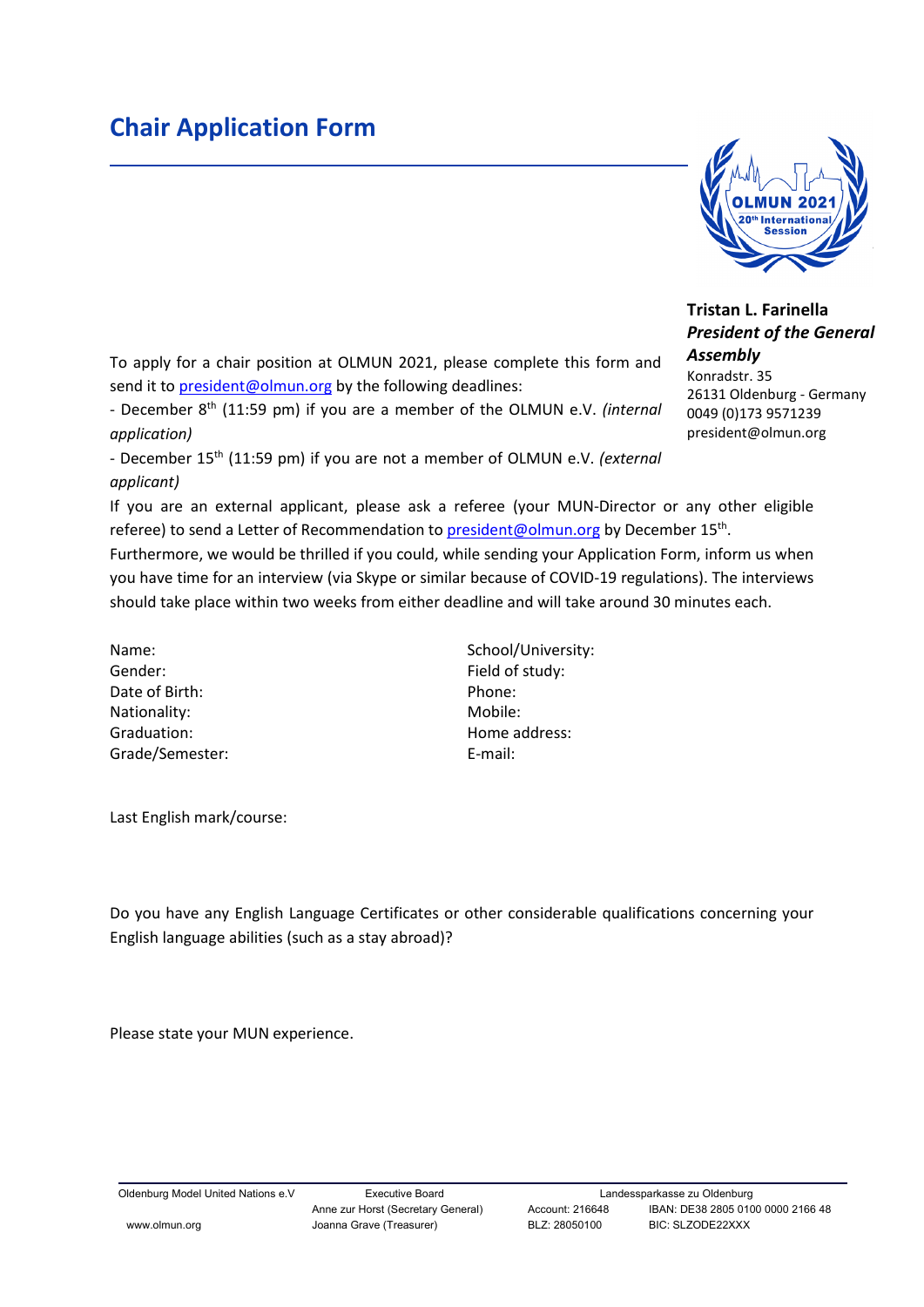# Chair Application Form

**Tristan L. Farinella**
***President of the General Assembly***
Konradstr. 35
26131 Oldenburg - Germany
0049 (0)173 9571239
president@olmun.org

To apply for a chair position at OLMUN 2021, please complete this form and send it to president@olmun.org by the following deadlines:

- December 8th (11:59 pm) if you are a member of the OLMUN e.V. *(internal application)*
- December 15th (11:59 pm) if you are not a member of OLMUN e.V. *(external applicant)*

If you are an external applicant, please ask a referee (your MUN-Director or any other eligible referee) to send a Letter of Recommendation to president@olmun.org by December 15th.
Furthermore, we would be thrilled if you could, while sending your Application Form, inform us when you have time for an interview (via Skype or similar because of COVID-19 regulations). The interviews should take place within two weeks from either deadline and will take around 30 minutes each.

Name:
Gender:
Date of Birth:
Nationality:
Graduation:
Grade/Semester:

School/University:
Field of study:
Phone:
Mobile:
Home address:
E-mail:

Last English mark/course:

Do you have any English Language Certificates or other considerable qualifications concerning your English language abilities (such as a stay abroad)?

Please state your MUN experience.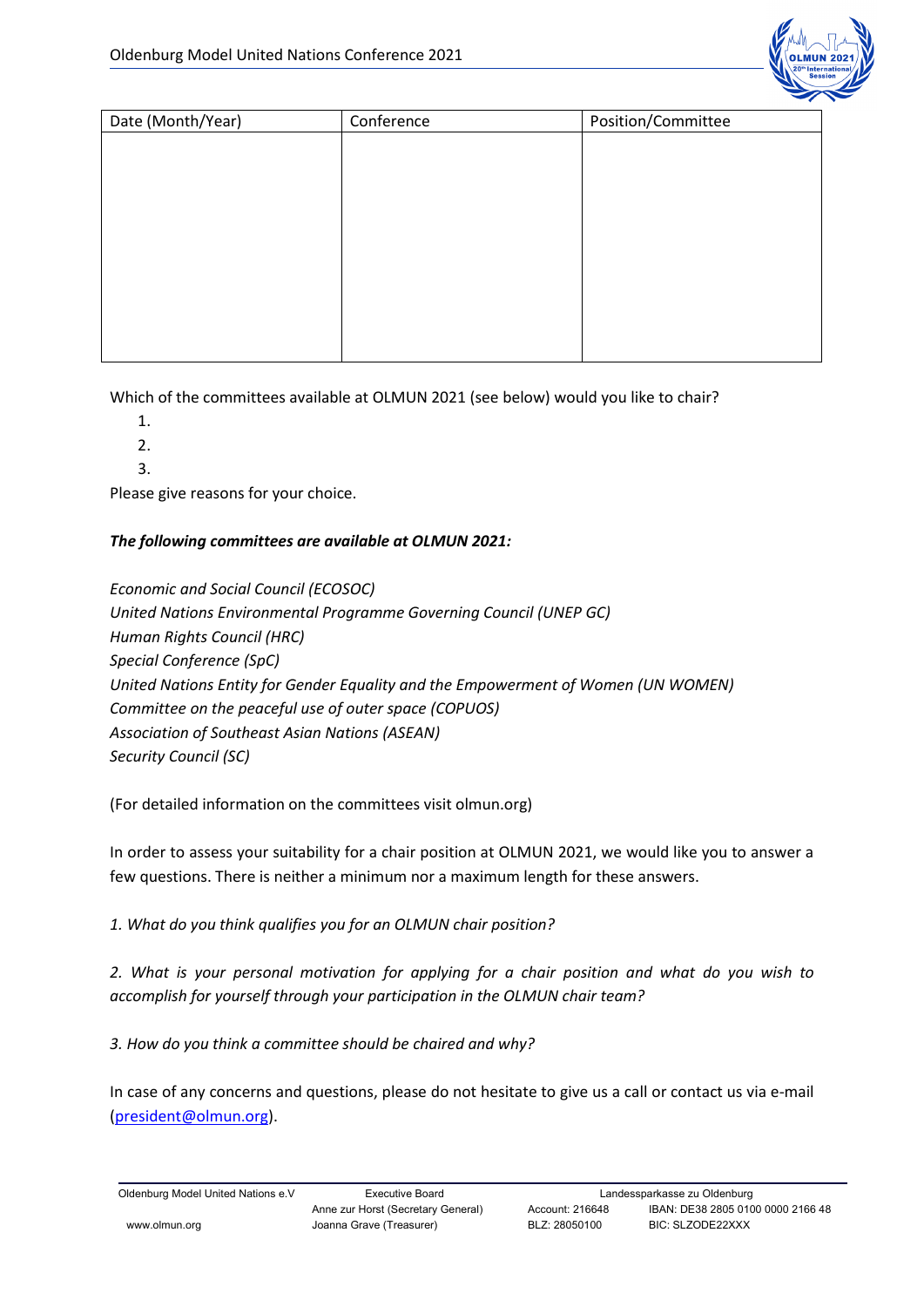| Date (Month/Year) | Conference | Position/Committee |
|---|---|---|
| | | |

Which of the committees available at OLMUN 2021 (see below) would you like to chair?

1.
2.
3.

Please give reasons for your choice.

***The following committees are available at OLMUN 2021:***

*Economic and Social Council (ECOSOC)*
*United Nations Environmental Programme Governing Council (UNEP GC)*
*Human Rights Council (HRC)*
*Special Conference (SpC)*
*United Nations Entity for Gender Equality and the Empowerment of Women (UN WOMEN)*
*Committee on the peaceful use of outer space (COPUOS)*
*Association of Southeast Asian Nations (ASEAN)*
*Security Council (SC)*

(For detailed information on the committees visit olmun.org)

In order to assess your suitability for a chair position at OLMUN 2021, we would like you to answer a few questions. There is neither a minimum nor a maximum length for these answers.

*1. What do you think qualifies you for an OLMUN chair position?*

*2. What is your personal motivation for applying for a chair position and what do you wish to accomplish for yourself through your participation in the OLMUN chair team?*

*3. How do you think a committee should be chaired and why?*

In case of any concerns and questions, please do not hesitate to give us a call or contact us via e-mail (president@olmun.org).